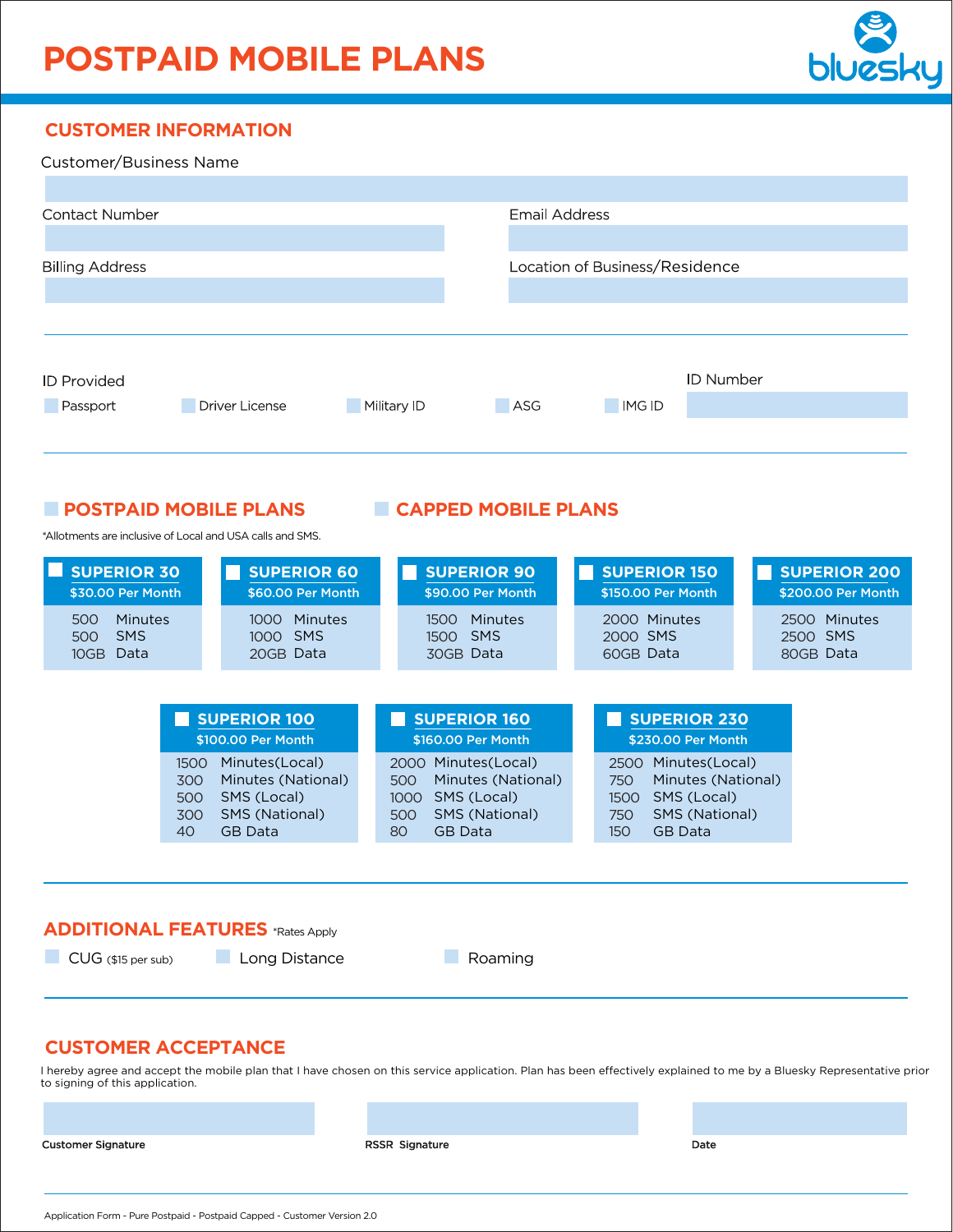# POSTPAID MOBILE PLANS

bluesky

## CUSTOMER INFORMATION

Customer/Business Name

Contact Number

Email Address

Billing Address

Location of Business/Residence

ID Provided

- ☐ Passport
- ☐ Driver License
- ☐ Military ID
- ☐ ASG
- ☐ IMG ID

ID Number

## ☐ POSTPAID MOBILE PLANS

*Allotments are inclusive of Local and USA calls and SMS.

| ☐ SUPERIOR 30 | ☐ SUPERIOR 60 | ☐ SUPERIOR 90 | ☐ SUPERIOR 150 | ☐ SUPERIOR 200 |
|---|---|---|---|---|
| $30.00 Per Month | $60.00 Per Month | $90.00 Per Month | $150.00 Per Month | $200.00 Per Month |
| 500 Minutes | 1000 Minutes | 1500 Minutes | 2000 Minutes | 2500 Minutes |
| 500 SMS | 1000 SMS | 1500 SMS | 2000 SMS | 2500 SMS |
| 10GB Data | 20GB Data | 30GB Data | 60GB Data | 80GB Data |

## ☐ CAPPED MOBILE PLANS

| ☐ SUPERIOR 100 | ☐ SUPERIOR 160 | ☐ SUPERIOR 230 |
|---|---|---|
| $100.00 Per Month | $160.00 Per Month | $230.00 Per Month |
| 1500 Minutes(Local) | 2000 Minutes(Local) | 2500 Minutes(Local) |
| 300 Minutes (National) | 500 Minutes (National) | 750 Minutes (National) |
| 500 SMS (Local) | 1000 SMS (Local) | 1500 SMS (Local) |
| 300 SMS (National) | 500 SMS (National) | 750 SMS (National) |
| 40 GB Data | 80 GB Data | 150 GB Data |

## ADDITIONAL FEATURES *Rates Apply

- ☐ CUG ($15 per sub)
- ☐ Long Distance
- ☐ Roaming

## CUSTOMER ACCEPTANCE

I hereby agree and accept the mobile plan that I have chosen on this service application. Plan has been effectively explained to me by a Bluesky Representative prior to signing of this application.

**Customer Signature**

**RSSR Signature**

**Date**

Application Form - Pure Postpaid - Postpaid Capped - Customer Version 2.0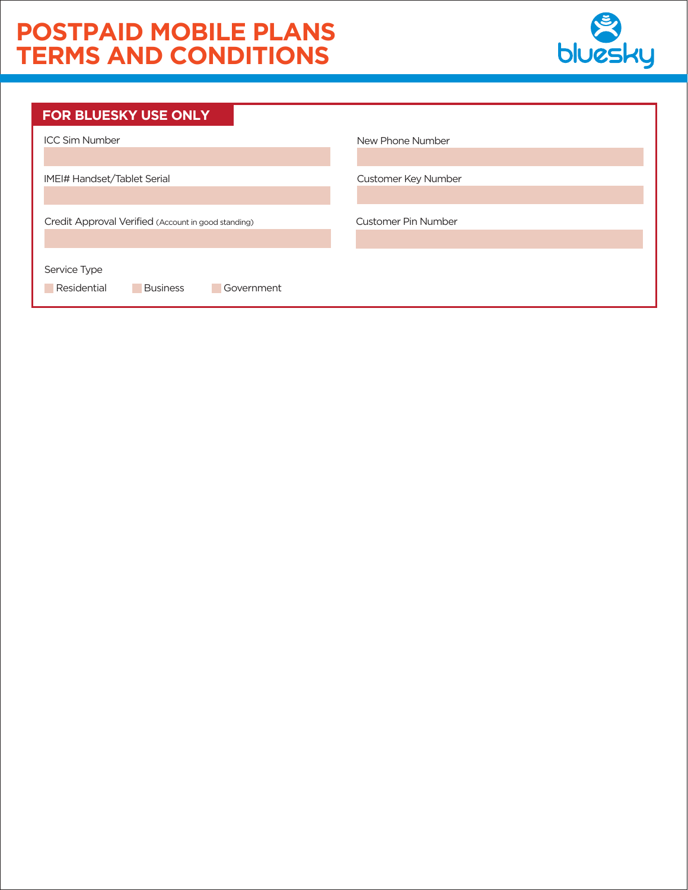# POSTPAID MOBILE PLANS TERMS AND CONDITIONS

bluesky

## FOR BLUESKY USE ONLY

ICC Sim Number

New Phone Number

IMEI# Handset/Tablet Serial

Customer Key Number

Credit Approval Verified (Account in good standing)

Customer Pin Number

Service Type

- Residential
- Business
- Government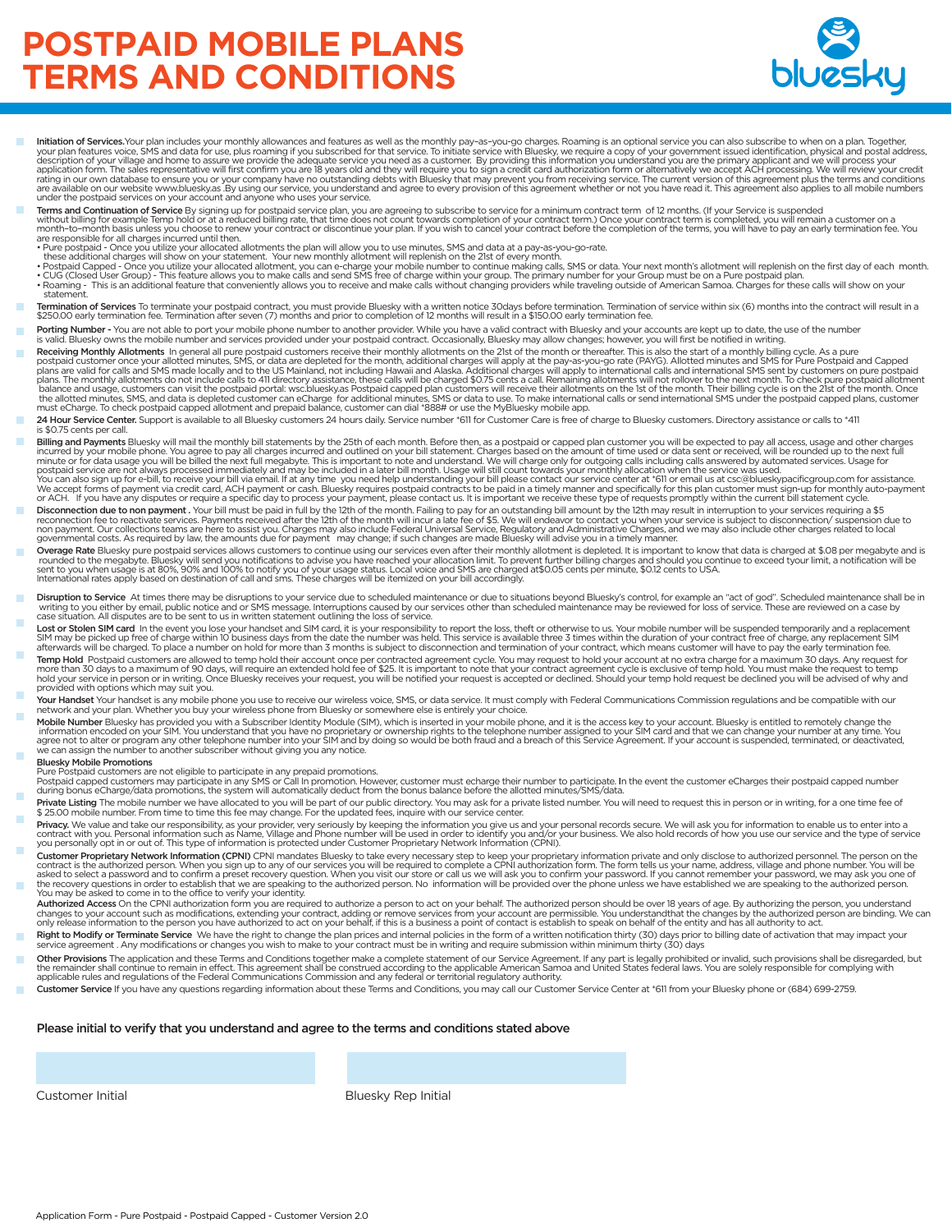# POSTPAID MOBILE PLANS TERMS AND CONDITIONS

bluesky

- **Initiation of Services.** Your plan includes your monthly allowances and features as well as the monthly pay–as–you-go charges. Roaming is an optional service you can also subscribe to when on a plan. Together, your plan features voice, SMS and data for use, plus roaming if you subscribed for that service. To initiate service with Bluesky, we require a copy of your government issued identification, physical and postal address, description of your village and home to assure we provide the adequate service you need as a customer. By providing this information you understand you are the primary applicant and we will process your application form. The sales representative will first confirm you are 18 years old and they will require you to sign a credit card authorization form or alternatively we accept ACH processing. We will review your credit rating in our own database to ensure you or your company have no outstanding debts with Bluesky that may prevent you from receiving service. The current version of this agreement plus the terms and conditions are available on our website www.bluesky.as .By using our service, you understand and agree to every provision of this agreement whether or not you have read it. This agreement also applies to all mobile numbers under the postpaid services on your account and anyone who uses your service.
- **Terms and Continuation of Service** By signing up for postpaid service plan, you are agreeing to subscribe to service for a minimum contract term of 12 months. (If your Service is suspended without billing for example Temp hold or at a reduced billing rate, that time does not count towards completion of your contract term.) Once your contract term is completed, you will remain a customer on a month–to–month basis unless you choose to renew your contract or discontinue your plan. If you wish to cancel your contract before the completion of the terms, you will have to pay an early termination fee. You are responsible for all charges incurred until then.
  - Pure postpaid - Once you utilize your allocated allotments the plan will allow you to use minutes, SMS and data at a pay-as-you-go-rate. these additional charges will show on your statement. Your new monthly allotment will replenish on the 21st of every month.
  - Postpaid Capped - Once you utilize your allocated allotment, you can e-charge your mobile number to continue making calls, SMS or data. Your next month's allotment will replenish on the first day of each month.
  - CUG (Closed User Group) - This feature allows you to make calls and send SMS free of charge within your group. The primary number for your Group must be on a Pure postpaid plan.
  - Roaming - This is an additional feature that conveniently allows you to receive and make calls without changing providers while traveling outside of American Samoa. Charges for these calls will show on your statement.
- **Termination of Services** To terminate your postpaid contract, you must provide Bluesky with a written notice 30days before termination. Termination of service within six (6) months into the contract will result in a $250.00 early termination fee. Termination after seven (7) months and prior to completion of 12 months will result in a $150.00 early termination fee.
- **Porting Number -** You are not able to port your mobile phone number to another provider. While you have a valid contract with Bluesky and your accounts are kept up to date, the use of the number is valid. Bluesky owns the mobile number and services provided under your postpaid contract. Occasionally, Bluesky may allow changes; however, you will first be notified in writing.
- **Receiving Monthly Allotments** In general all pure postpaid customers receive their monthly allotments on the 21st of the month or thereafter. This is also the start of a monthly billing cycle. As a pure postpaid customer once your allotted minutes, SMS, or data are depleted for the month, additional charges will apply at the pay-as-you-go rate (PAYG). Allotted minutes and SMS for Pure Postpaid and Capped plans are valid for calls and SMS made locally and to the US Mainland, not including Hawaii and Alaska. Additional charges will apply to international calls and international SMS sent by customers on pure postpaid plans. The monthly allotments do not include calls to 411 directory assistance, these calls will be charged $0.75 cents a call. Remaining allotments will not rollover to the next month. To check pure postpaid allotment balance and usage, customers can visit the postpaid portal: wsc.bluesky.as Postpaid capped plan customers will receive their allotments on the 1st of the month. Their billing cycle is on the 21st of the month. Once the allotted minutes, SMS, and data is depleted customer can eCharge for additional minutes, SMS or data to use. To make international calls or send international SMS under the postpaid capped plans, customer must eCharge. To check postpaid capped allotment and prepaid balance, customer can dial *888# or use the MyBluesky mobile app.
- **24 Hour Service Center.** Support is available to all Bluesky customers 24 hours daily. Service number *611 for Customer Care is free of charge to Bluesky customers. Directory assistance or calls to *411 is $0.75 cents per call.
- **Billing and Payments** Bluesky will mail the monthly bill statements by the 25th of each month. Before then, as a postpaid or capped plan customer you will be expected to pay all access, usage and other charges incurred by your mobile phone. You agree to pay all charges incurred and outlined on your bill statement. Charges based on the amount of time used or data sent or received, will be rounded up to the next full minute or for data usage you will be billed to the next full megabyte. This is important to note and understand. We will charge only for outgoing calls including calls answered by automated services. Usage for postpaid service are not always processed immediately and may be included in a later bill month. Usage will still count towards your monthly allocation when the service was used. You can also sign up for e-bill, to receive your bill via email. If at any time you need help understanding your bill please contact our service center at *611 or email us at csc@blueskypacificgroup.com for assistance. We accept forms of payment via credit card, ACH payment or cash. Bluesky requires postpaid contracts to be paid in a timely manner and specifically for this plan customer must sign-up for monthly auto-payment or ACH. If you have any disputes or require a specific day to process your payment, please contact us. It is important we receive these type of requests promptly within the current bill statement cycle.
- **Disconnection due to non payment .** Your bill must be paid in full by the 12th of the month. Failing to pay for an outstanding bill amount by the 12th may result in interruption to your services requiring a $5 reconnection fee to reactivate services. Payments received after the 12th of the month will incur a late fee of $5. We will endeavor to contact you when your service is subject to disconnection/ suspension due to non payment. Our collections teams are here to assist you. Charges may also include Federal Universal Service, Regulatory and Administrative Charges, and we may also include other charges related to local governmental costs. As required by law, the amounts due for payment may change; if such changes are made Bluesky will advise you in a timely manner.
- **Overage Rate** Bluesky pure postpaid services allows customers to continue using our services even after their monthly allotment is depleted. It is important to know that data is charged at $.08 per megabyte and is rounded to the megabyte. Bluesky will send you notifications to advise you have reached your allocation limit. To prevent further billing charges and should you continue to exceed tyour limit, a notification will be sent to you when usage is at 80%, 90% and 100% to notify you of your usage status. Local voice and SMS are charged at$0.05 cents per minute, $0.12 cents to USA. International rates apply based on destination of call and sms. These charges will be itemized on your bill accordingly.
- **Disruption to Service** At times there may be disruptions to your service due to scheduled maintenance or due to situations beyond Bluesky's control, for example an "act of god". Scheduled maintenance shall be in writing to you either by email, public notice and or SMS message. Interruptions caused by our services other than scheduled maintenance may be reviewed for loss of service. These are reviewed on a case by case situation. All disputes are to be sent to us in written statement outlining the loss of service.
- **Lost or Stolen SIM card** In the event you lose your handset and SIM card, it is your responsibility to report the loss, theft or otherwise to us. Your mobile number will be suspended temporarily and a replacement SIM may be picked up free of charge within 10 business days from the date the number was held. This service is available three 3 times within the duration of your contract free of charge, any replacement SIM afterwards will be charged. To place a number on hold for more than 3 months is subject to disconnection and termination of your contract, which means customer will have to pay the early termination fee.
- **Temp Hold** Postpaid customers are allowed to temp hold their account once per contracted agreement cycle. You may request to hold your account at no extra charge for a maximum 30 days. Any request for more than 30 days to a maximum of 90 days, will require an extended hold fee of $25. It is important to note that your contract agreement cycle is exclusive of temp hold. You must make the request to temp hold your service in person or in writing. Once Bluesky receives your request, you will be notified your request is accepted or declined. Should your temp hold request be declined you will be advised of why and provided with options which may suit you.
- **Your Handset** Your handset is any mobile phone you use to receive our wireless voice, SMS, or data service. It must comply with Federal Communications Commission regulations and be compatible with our network and your plan. Whether you buy your wireless phone from Bluesky or somewhere else is entirely your choice.
- **Mobile Number** Bluesky has provided you with a Subscriber Identity Module (SIM), which is inserted in your mobile phone, and it is the access key to your account. Bluesky is entitled to remotely change the information encoded on your SIM. You understand that you have no proprietary or ownership rights to the telephone number assigned to your SIM card and that we can change your number at any time. You agree not to alter or program any other telephone number into your SIM and by doing so would be both fraud and a breach of this Service Agreement. If your account is suspended, terminated, or deactivated, we can assign the number to another subscriber without giving you any notice.
- **Bluesky Mobile Promotions**
  Pure Postpaid customers are not eligible to participate in any prepaid promotions.
  Postpaid capped customers may participate in any SMS or Call In promotion. However, customer must echarge their number to participate. In the event the customer eCharges their postpaid capped number during bonus eCharge/data promotions, the system will automatically deduct from the bonus balance before the allotted minutes/SMS/data.
- **Private Listing** The mobile number we have allocated to you will be part of our public directory. You may ask for a private listed number. You will need to request this in person or in writing, for a one time fee of $ 25.00 mobile number. From time to time this fee may change. For the updated fees, inquire with our service center.
- **Privacy.** We value and take our responsibility, as your provider, very seriously by keeping the information you give us and your personal records secure. We will ask you for information to enable us to enter into a contract with you. Personal information such as Name, Village and Phone number will be used in order to identify you and/or your business. We also hold records of how you use our service and the type of service you personally opt in or out of. This type of information is protected under Customer Proprietary Network Information (CPNI).
- **Customer Proprietary Network Information (CPNI)** CPNI mandates Bluesky to take every necessary step to keep your proprietary information private and only disclose to authorized personnel. The person on the contract is the authorized person. When you sign up to any of our services you will be required to complete a CPNI authorization form. The form tells us your name, address, village and phone number. You will be asked to select a password and to confirm a preset recovery question. When you visit our store or call us we will ask you to confirm your password. If you cannot remember your password, we may ask you one of the recovery questions in order to establish that we are speaking to the authorized person. No information will be provided over the phone unless we have established we are speaking to the authorized person. You may be asked to come in to the office to verify your identity.
  **Authorized Access** On the CPNI authorization form you are required to authorize a person to act on your behalf. The authorized person should be over 18 years of age. By authorizing the person, you understand changes to your account such as modifications, extending your contract, adding or remove services from your account are permissable. You understandthat the changes by the authorized person are binding. We can only release information to the person you have authorized to act on your behalf, if this is a business a point of contact is establish to speak on behalf of the entity and has all authority to act.
- **Right to Modify or Terminate Service** We have the right to change the plan prices and internal policies in the form of a written notification thirty (30) days prior to billing date of activation that may impact your service agreement . Any modifications or changes you wish to make to your contract must be in writing and require submission within minimum thirty (30) days
- **Other Provisions** The application and these Terms and Conditions together make a complete statement of our Service Agreement. If any part is legally prohibited or invalid, such provisions shall be disregarded, but the remainder shall continue to remain in effect. This agreement shall be construed according to the applicable American Samoa and United States federal laws. You are solely responsible for complying with applicable rules and regulations of the Federal Communications Commission and any federal or territorial regulatory authority.
- **Customer Service** If you have any questions regarding information about these Terms and Conditions, you may call our Customer Service Center at *611 from your Bluesky phone or (684) 699-2759.

**Please initial to verify that you understand and agree to the terms and conditions stated above**

Customer Initial

Bluesky Rep Initial

Application Form - Pure Postpaid - Postpaid Capped - Customer Version 2.0